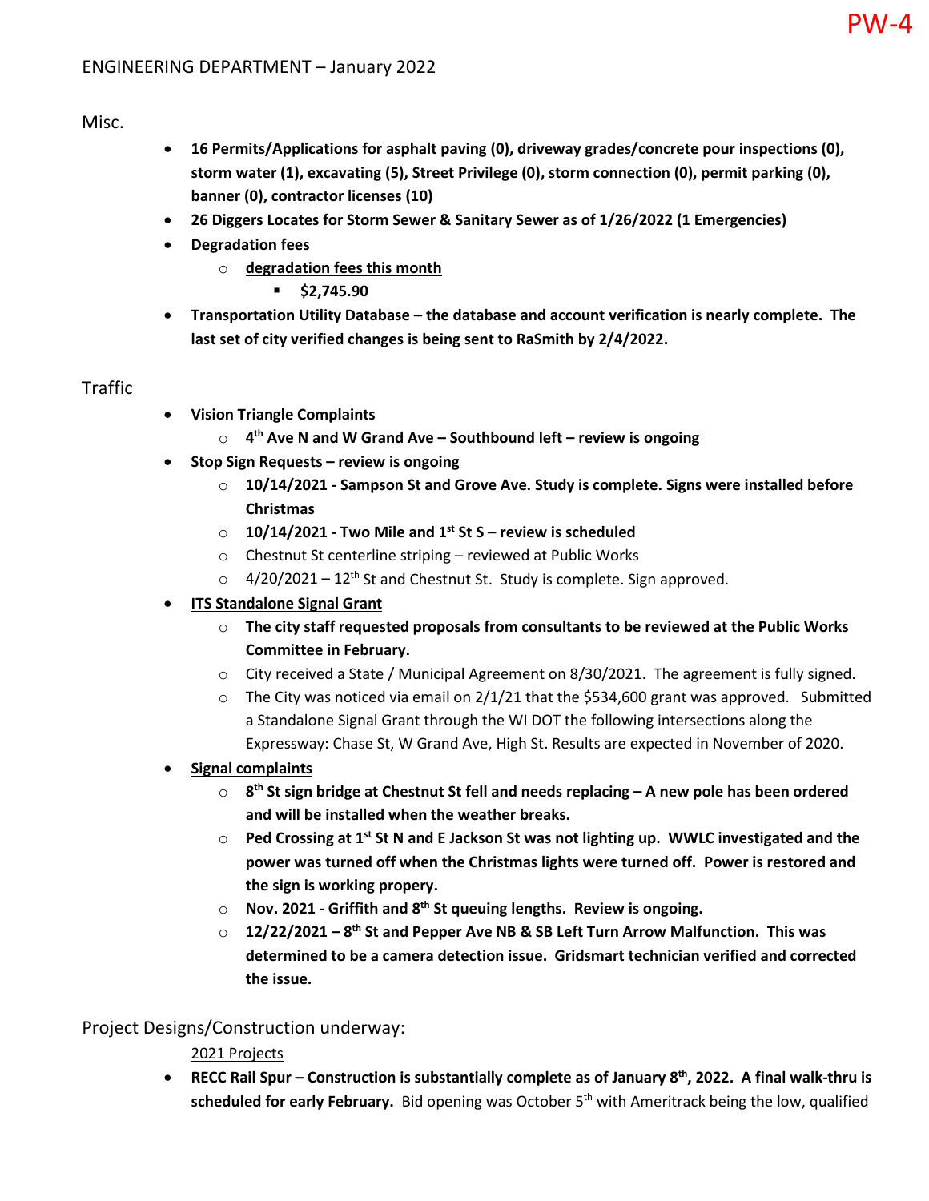PW-4

# ENGINEERING DEPARTMENT – January 2022

## Misc.

- **16 Permits/Applications for asphalt paving (0), driveway grades/concrete pour inspections (0), storm water (1), excavating (5), Street Privilege (0), storm connection (0), permit parking (0), banner (0), contractor licenses (10)**
- **26 Diggers Locates for Storm Sewer & Sanitary Sewer as of 1/26/2022 (1 Emergencies)**
- **Degradation fees**
  - **degradation fees this month**
    - **$2,745.90**
- **Transportation Utility Database – the database and account verification is nearly complete. The last set of city verified changes is being sent to RaSmith by 2/4/2022.**

## Traffic

- **Vision Triangle Complaints**
  - **4th Ave N and W Grand Ave – Southbound left – review is ongoing**
- **Stop Sign Requests – review is ongoing**
  - **10/14/2021 - Sampson St and Grove Ave. Study is complete. Signs were installed before Christmas**
  - **10/14/2021 - Two Mile and 1st St S – review is scheduled**
  - Chestnut St centerline striping – reviewed at Public Works
  - 4/20/2021 – 12th St and Chestnut St. Study is complete. Sign approved.
- **ITS Standalone Signal Grant**
  - **The city staff requested proposals from consultants to be reviewed at the Public Works Committee in February.**
  - City received a State / Municipal Agreement on 8/30/2021. The agreement is fully signed.
  - The City was noticed via email on 2/1/21 that the $534,600 grant was approved. Submitted a Standalone Signal Grant through the WI DOT the following intersections along the Expressway: Chase St, W Grand Ave, High St. Results are expected in November of 2020.
- **Signal complaints**
  - **8th St sign bridge at Chestnut St fell and needs replacing – A new pole has been ordered and will be installed when the weather breaks.**
  - **Ped Crossing at 1st St N and E Jackson St was not lighting up. WWLC investigated and the power was turned off when the Christmas lights were turned off. Power is restored and the sign is working propery.**
  - **Nov. 2021 - Griffith and 8th St queuing lengths. Review is ongoing.**
  - **12/22/2021 – 8th St and Pepper Ave NB & SB Left Turn Arrow Malfunction. This was determined to be a camera detection issue. Gridsmart technician verified and corrected the issue.**

## Project Designs/Construction underway:

2021 Projects

- **RECC Rail Spur – Construction is substantially complete as of January 8th, 2022. A final walk-thru is scheduled for early February.** Bid opening was October 5th with Ameritrack being the low, qualified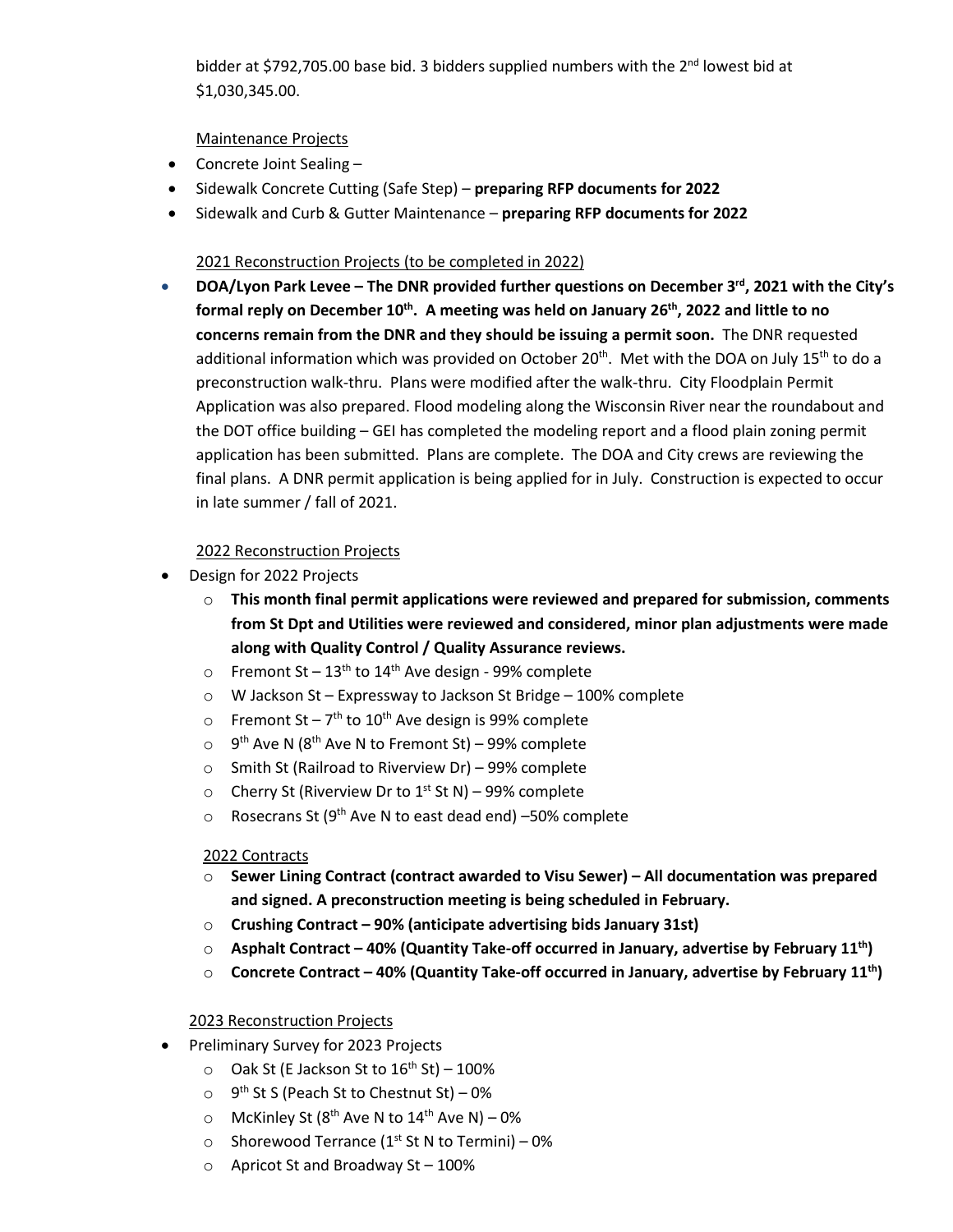bidder at $792,705.00 base bid. 3 bidders supplied numbers with the 2nd lowest bid at $1,030,345.00.

Maintenance Projects

- Concrete Joint Sealing –
- Sidewalk Concrete Cutting (Safe Step) – **preparing RFP documents for 2022**
- Sidewalk and Curb & Gutter Maintenance – **preparing RFP documents for 2022**

2021 Reconstruction Projects (to be completed in 2022)

- **DOA/Lyon Park Levee – The DNR provided further questions on December 3rd, 2021 with the City's formal reply on December 10th. A meeting was held on January 26th, 2022 and little to no concerns remain from the DNR and they should be issuing a permit soon.** The DNR requested additional information which was provided on October 20th. Met with the DOA on July 15th to do a preconstruction walk-thru. Plans were modified after the walk-thru. City Floodplain Permit Application was also prepared. Flood modeling along the Wisconsin River near the roundabout and the DOT office building – GEI has completed the modeling report and a flood plain zoning permit application has been submitted. Plans are complete. The DOA and City crews are reviewing the final plans. A DNR permit application is being applied for in July. Construction is expected to occur in late summer / fall of 2021.

2022 Reconstruction Projects

- Design for 2022 Projects
  - **This month final permit applications were reviewed and prepared for submission, comments from St Dpt and Utilities were reviewed and considered, minor plan adjustments were made along with Quality Control / Quality Assurance reviews.**
  - Fremont St – 13th to 14th Ave design - 99% complete
  - W Jackson St – Expressway to Jackson St Bridge – 100% complete
  - Fremont St – 7th to 10th Ave design is 99% complete
  - 9th Ave N (8th Ave N to Fremont St) – 99% complete
  - Smith St (Railroad to Riverview Dr) – 99% complete
  - Cherry St (Riverview Dr to 1st St N) – 99% complete
  - Rosecrans St (9th Ave N to east dead end) –50% complete

2022 Contracts

- **Sewer Lining Contract (contract awarded to Visu Sewer) – All documentation was prepared and signed. A preconstruction meeting is being scheduled in February.**
- **Crushing Contract – 90% (anticipate advertising bids January 31st)**
- **Asphalt Contract – 40% (Quantity Take-off occurred in January, advertise by February 11th)**
- **Concrete Contract – 40% (Quantity Take-off occurred in January, advertise by February 11th)**

2023 Reconstruction Projects

- Preliminary Survey for 2023 Projects
  - Oak St (E Jackson St to 16th St) – 100%
  - 9th St S (Peach St to Chestnut St) – 0%
  - McKinley St (8th Ave N to 14th Ave N) – 0%
  - Shorewood Terrance (1st St N to Termini) – 0%
  - Apricot St and Broadway St – 100%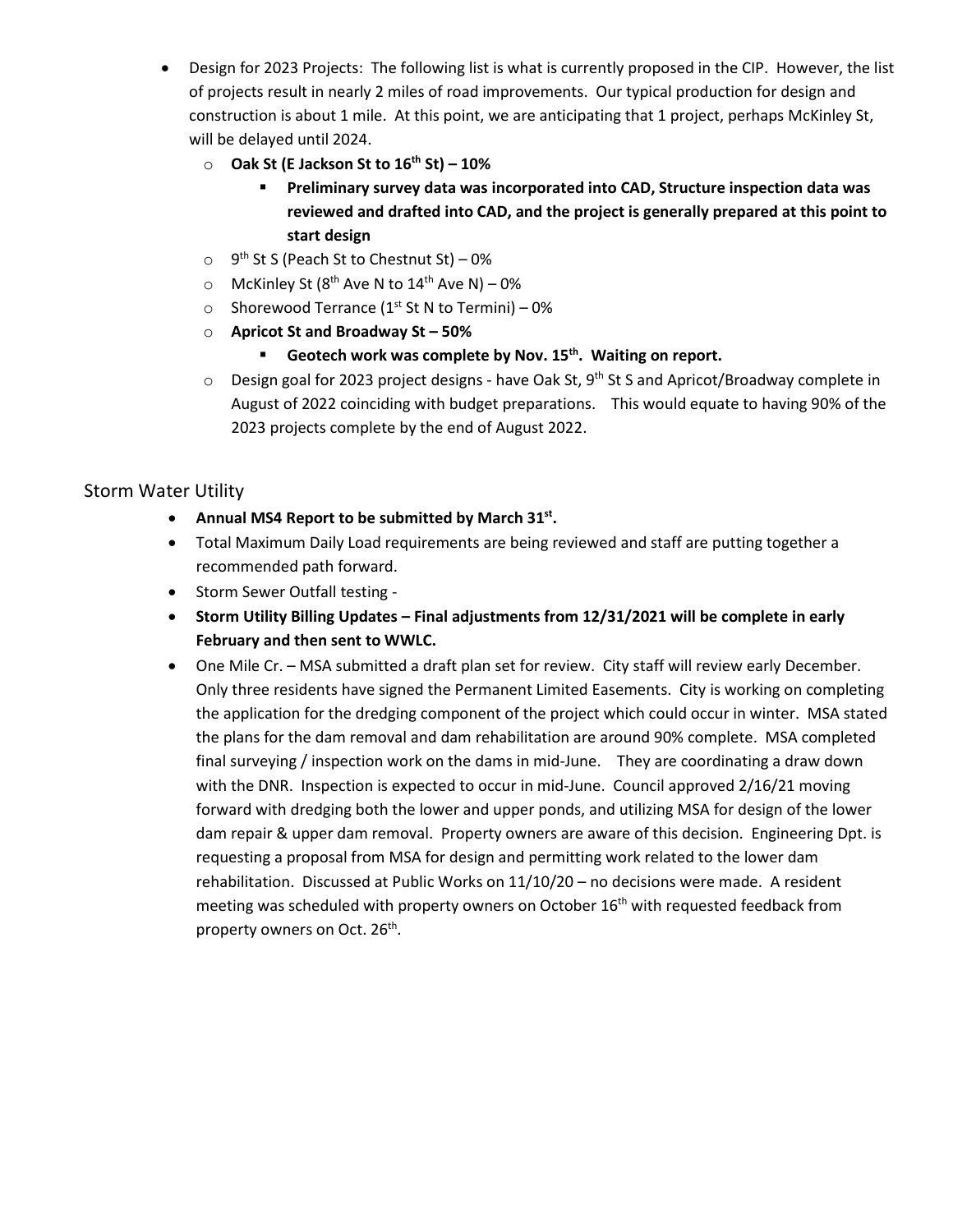- Design for 2023 Projects: The following list is what is currently proposed in the CIP. However, the list of projects result in nearly 2 miles of road improvements. Our typical production for design and construction is about 1 mile. At this point, we are anticipating that 1 project, perhaps McKinley St, will be delayed until 2024.
    - **Oak St (E Jackson St to 16th St) – 10%**
        - **Preliminary survey data was incorporated into CAD, Structure inspection data was reviewed and drafted into CAD, and the project is generally prepared at this point to start design**
    - 9th St S (Peach St to Chestnut St) – 0%
    - McKinley St (8th Ave N to 14th Ave N) – 0%
    - Shorewood Terrance (1st St N to Termini) – 0%
    - **Apricot St and Broadway St – 50%**
        - **Geotech work was complete by Nov. 15th. Waiting on report.**
    - Design goal for 2023 project designs - have Oak St, 9th St S and Apricot/Broadway complete in August of 2022 coinciding with budget preparations. This would equate to having 90% of the 2023 projects complete by the end of August 2022.

## Storm Water Utility

- **Annual MS4 Report to be submitted by March 31st.**
- Total Maximum Daily Load requirements are being reviewed and staff are putting together a recommended path forward.
- Storm Sewer Outfall testing -
- **Storm Utility Billing Updates – Final adjustments from 12/31/2021 will be complete in early February and then sent to WWLC.**
- One Mile Cr. – MSA submitted a draft plan set for review. City staff will review early December. Only three residents have signed the Permanent Limited Easements. City is working on completing the application for the dredging component of the project which could occur in winter. MSA stated the plans for the dam removal and dam rehabilitation are around 90% complete. MSA completed final surveying / inspection work on the dams in mid-June. They are coordinating a draw down with the DNR. Inspection is expected to occur in mid-June. Council approved 2/16/21 moving forward with dredging both the lower and upper ponds, and utilizing MSA for design of the lower dam repair & upper dam removal. Property owners are aware of this decision. Engineering Dpt. is requesting a proposal from MSA for design and permitting work related to the lower dam rehabilitation. Discussed at Public Works on 11/10/20 – no decisions were made. A resident meeting was scheduled with property owners on October 16th with requested feedback from property owners on Oct. 26th.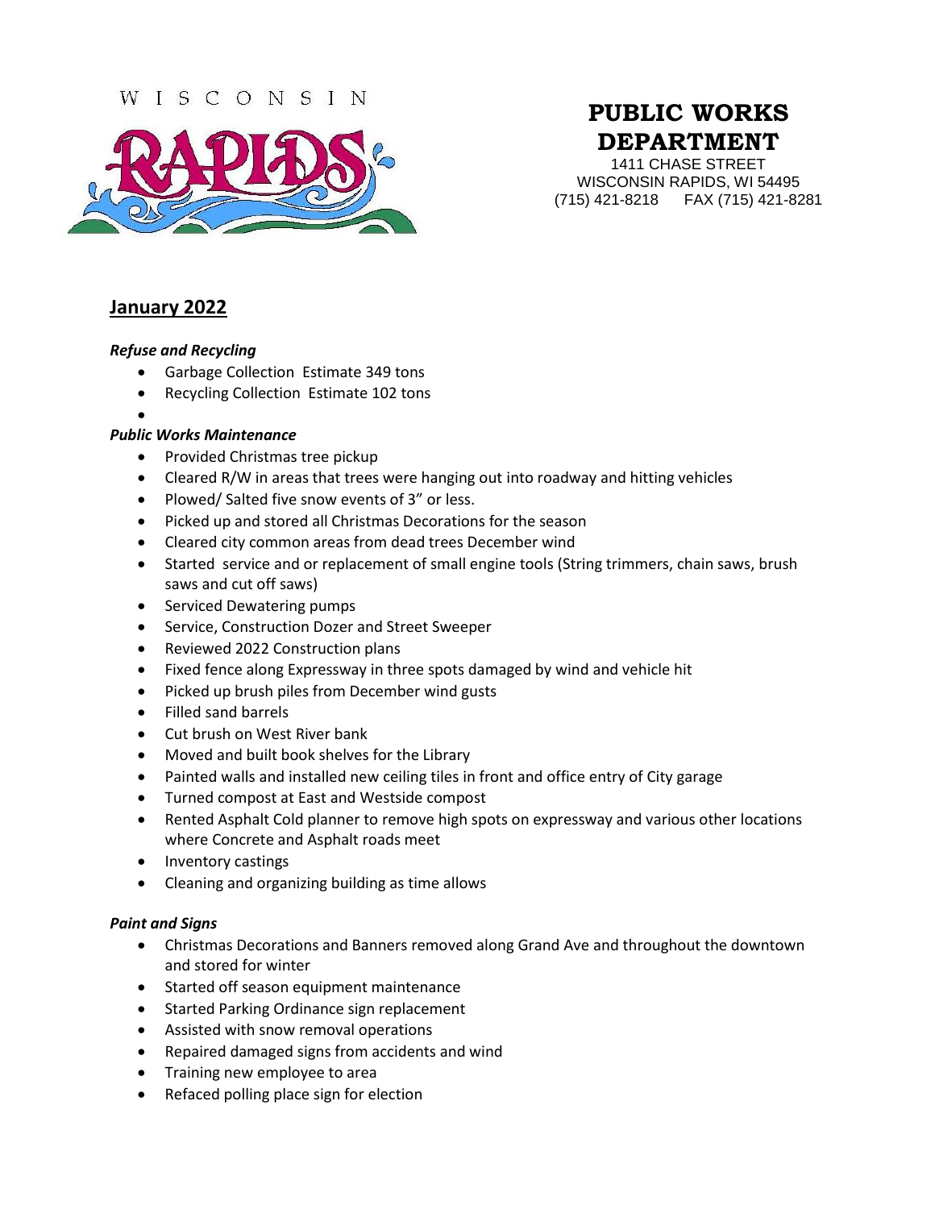WISCONSIN RAPIDS

# PUBLIC WORKS DEPARTMENT

1411 CHASE STREET
WISCONSIN RAPIDS, WI 54495
(715) 421-8218 FAX (715) 421-8281

## January 2022

***Refuse and Recycling***

- Garbage Collection Estimate 349 tons
- Recycling Collection Estimate 102 tons
- 

***Public Works Maintenance***

- Provided Christmas tree pickup
- Cleared R/W in areas that trees were hanging out into roadway and hitting vehicles
- Plowed/ Salted five snow events of 3" or less.
- Picked up and stored all Christmas Decorations for the season
- Cleared city common areas from dead trees December wind
- Started service and or replacement of small engine tools (String trimmers, chain saws, brush saws and cut off saws)
- Serviced Dewatering pumps
- Service, Construction Dozer and Street Sweeper
- Reviewed 2022 Construction plans
- Fixed fence along Expressway in three spots damaged by wind and vehicle hit
- Picked up brush piles from December wind gusts
- Filled sand barrels
- Cut brush on West River bank
- Moved and built book shelves for the Library
- Painted walls and installed new ceiling tiles in front and office entry of City garage
- Turned compost at East and Westside compost
- Rented Asphalt Cold planner to remove high spots on expressway and various other locations where Concrete and Asphalt roads meet
- Inventory castings
- Cleaning and organizing building as time allows

***Paint and Signs***

- Christmas Decorations and Banners removed along Grand Ave and throughout the downtown and stored for winter
- Started off season equipment maintenance
- Started Parking Ordinance sign replacement
- Assisted with snow removal operations
- Repaired damaged signs from accidents and wind
- Training new employee to area
- Refaced polling place sign for election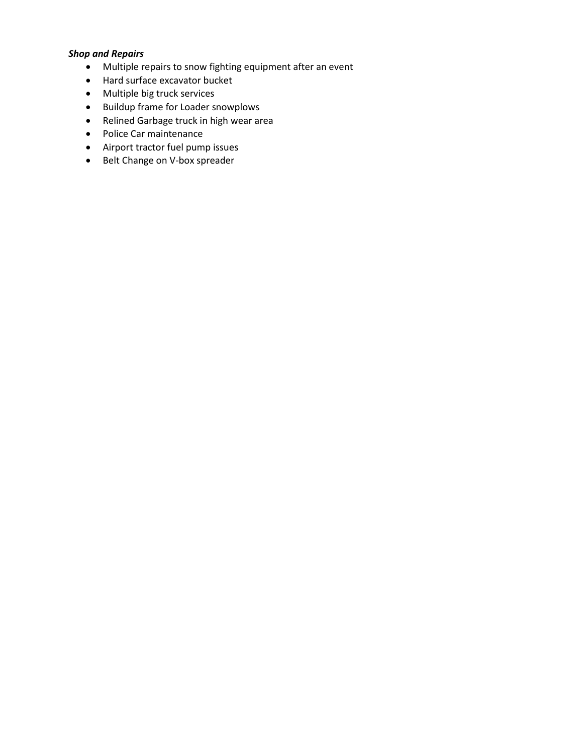***Shop and Repairs***

- Multiple repairs to snow fighting equipment after an event
- Hard surface excavator bucket
- Multiple big truck services
- Buildup frame for Loader snowplows
- Relined Garbage truck in high wear area
- Police Car maintenance
- Airport tractor fuel pump issues
- Belt Change on V-box spreader